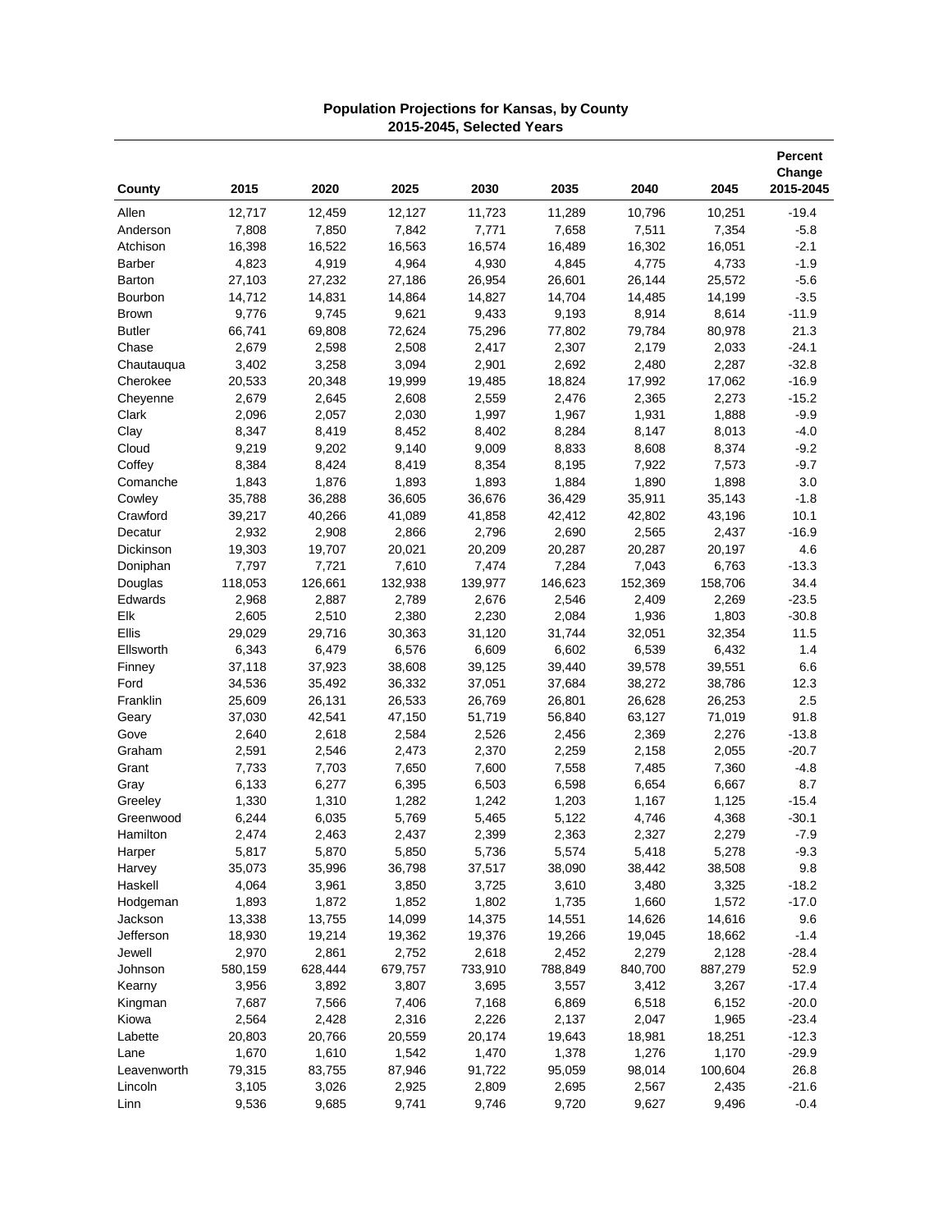**Population Projections for Kansas, by County**
**2015-2045, Selected Years**

| County | 2015 | 2020 | 2025 | 2030 | 2035 | 2040 | 2045 | Percent Change 2015-2045 |
|---|---|---|---|---|---|---|---|---|
| Allen | 12,717 | 12,459 | 12,127 | 11,723 | 11,289 | 10,796 | 10,251 | -19.4 |
| Anderson | 7,808 | 7,850 | 7,842 | 7,771 | 7,658 | 7,511 | 7,354 | -5.8 |
| Atchison | 16,398 | 16,522 | 16,563 | 16,574 | 16,489 | 16,302 | 16,051 | -2.1 |
| Barber | 4,823 | 4,919 | 4,964 | 4,930 | 4,845 | 4,775 | 4,733 | -1.9 |
| Barton | 27,103 | 27,232 | 27,186 | 26,954 | 26,601 | 26,144 | 25,572 | -5.6 |
| Bourbon | 14,712 | 14,831 | 14,864 | 14,827 | 14,704 | 14,485 | 14,199 | -3.5 |
| Brown | 9,776 | 9,745 | 9,621 | 9,433 | 9,193 | 8,914 | 8,614 | -11.9 |
| Butler | 66,741 | 69,808 | 72,624 | 75,296 | 77,802 | 79,784 | 80,978 | 21.3 |
| Chase | 2,679 | 2,598 | 2,508 | 2,417 | 2,307 | 2,179 | 2,033 | -24.1 |
| Chautauqua | 3,402 | 3,258 | 3,094 | 2,901 | 2,692 | 2,480 | 2,287 | -32.8 |
| Cherokee | 20,533 | 20,348 | 19,999 | 19,485 | 18,824 | 17,992 | 17,062 | -16.9 |
| Cheyenne | 2,679 | 2,645 | 2,608 | 2,559 | 2,476 | 2,365 | 2,273 | -15.2 |
| Clark | 2,096 | 2,057 | 2,030 | 1,997 | 1,967 | 1,931 | 1,888 | -9.9 |
| Clay | 8,347 | 8,419 | 8,452 | 8,402 | 8,284 | 8,147 | 8,013 | -4.0 |
| Cloud | 9,219 | 9,202 | 9,140 | 9,009 | 8,833 | 8,608 | 8,374 | -9.2 |
| Coffey | 8,384 | 8,424 | 8,419 | 8,354 | 8,195 | 7,922 | 7,573 | -9.7 |
| Comanche | 1,843 | 1,876 | 1,893 | 1,893 | 1,884 | 1,890 | 1,898 | 3.0 |
| Cowley | 35,788 | 36,288 | 36,605 | 36,676 | 36,429 | 35,911 | 35,143 | -1.8 |
| Crawford | 39,217 | 40,266 | 41,089 | 41,858 | 42,412 | 42,802 | 43,196 | 10.1 |
| Decatur | 2,932 | 2,908 | 2,866 | 2,796 | 2,690 | 2,565 | 2,437 | -16.9 |
| Dickinson | 19,303 | 19,707 | 20,021 | 20,209 | 20,287 | 20,287 | 20,197 | 4.6 |
| Doniphan | 7,797 | 7,721 | 7,610 | 7,474 | 7,284 | 7,043 | 6,763 | -13.3 |
| Douglas | 118,053 | 126,661 | 132,938 | 139,977 | 146,623 | 152,369 | 158,706 | 34.4 |
| Edwards | 2,968 | 2,887 | 2,789 | 2,676 | 2,546 | 2,409 | 2,269 | -23.5 |
| Elk | 2,605 | 2,510 | 2,380 | 2,230 | 2,084 | 1,936 | 1,803 | -30.8 |
| Ellis | 29,029 | 29,716 | 30,363 | 31,120 | 31,744 | 32,051 | 32,354 | 11.5 |
| Ellsworth | 6,343 | 6,479 | 6,576 | 6,609 | 6,602 | 6,539 | 6,432 | 1.4 |
| Finney | 37,118 | 37,923 | 38,608 | 39,125 | 39,440 | 39,578 | 39,551 | 6.6 |
| Ford | 34,536 | 35,492 | 36,332 | 37,051 | 37,684 | 38,272 | 38,786 | 12.3 |
| Franklin | 25,609 | 26,131 | 26,533 | 26,769 | 26,801 | 26,628 | 26,253 | 2.5 |
| Geary | 37,030 | 42,541 | 47,150 | 51,719 | 56,840 | 63,127 | 71,019 | 91.8 |
| Gove | 2,640 | 2,618 | 2,584 | 2,526 | 2,456 | 2,369 | 2,276 | -13.8 |
| Graham | 2,591 | 2,546 | 2,473 | 2,370 | 2,259 | 2,158 | 2,055 | -20.7 |
| Grant | 7,733 | 7,703 | 7,650 | 7,600 | 7,558 | 7,485 | 7,360 | -4.8 |
| Gray | 6,133 | 6,277 | 6,395 | 6,503 | 6,598 | 6,654 | 6,667 | 8.7 |
| Greeley | 1,330 | 1,310 | 1,282 | 1,242 | 1,203 | 1,167 | 1,125 | -15.4 |
| Greenwood | 6,244 | 6,035 | 5,769 | 5,465 | 5,122 | 4,746 | 4,368 | -30.1 |
| Hamilton | 2,474 | 2,463 | 2,437 | 2,399 | 2,363 | 2,327 | 2,279 | -7.9 |
| Harper | 5,817 | 5,870 | 5,850 | 5,736 | 5,574 | 5,418 | 5,278 | -9.3 |
| Harvey | 35,073 | 35,996 | 36,798 | 37,517 | 38,090 | 38,442 | 38,508 | 9.8 |
| Haskell | 4,064 | 3,961 | 3,850 | 3,725 | 3,610 | 3,480 | 3,325 | -18.2 |
| Hodgeman | 1,893 | 1,872 | 1,852 | 1,802 | 1,735 | 1,660 | 1,572 | -17.0 |
| Jackson | 13,338 | 13,755 | 14,099 | 14,375 | 14,551 | 14,626 | 14,616 | 9.6 |
| Jefferson | 18,930 | 19,214 | 19,362 | 19,376 | 19,266 | 19,045 | 18,662 | -1.4 |
| Jewell | 2,970 | 2,861 | 2,752 | 2,618 | 2,452 | 2,279 | 2,128 | -28.4 |
| Johnson | 580,159 | 628,444 | 679,757 | 733,910 | 788,849 | 840,700 | 887,279 | 52.9 |
| Kearny | 3,956 | 3,892 | 3,807 | 3,695 | 3,557 | 3,412 | 3,267 | -17.4 |
| Kingman | 7,687 | 7,566 | 7,406 | 7,168 | 6,869 | 6,518 | 6,152 | -20.0 |
| Kiowa | 2,564 | 2,428 | 2,316 | 2,226 | 2,137 | 2,047 | 1,965 | -23.4 |
| Labette | 20,803 | 20,766 | 20,559 | 20,174 | 19,643 | 18,981 | 18,251 | -12.3 |
| Lane | 1,670 | 1,610 | 1,542 | 1,470 | 1,378 | 1,276 | 1,170 | -29.9 |
| Leavenworth | 79,315 | 83,755 | 87,946 | 91,722 | 95,059 | 98,014 | 100,604 | 26.8 |
| Lincoln | 3,105 | 3,026 | 2,925 | 2,809 | 2,695 | 2,567 | 2,435 | -21.6 |
| Linn | 9,536 | 9,685 | 9,741 | 9,746 | 9,720 | 9,627 | 9,496 | -0.4 |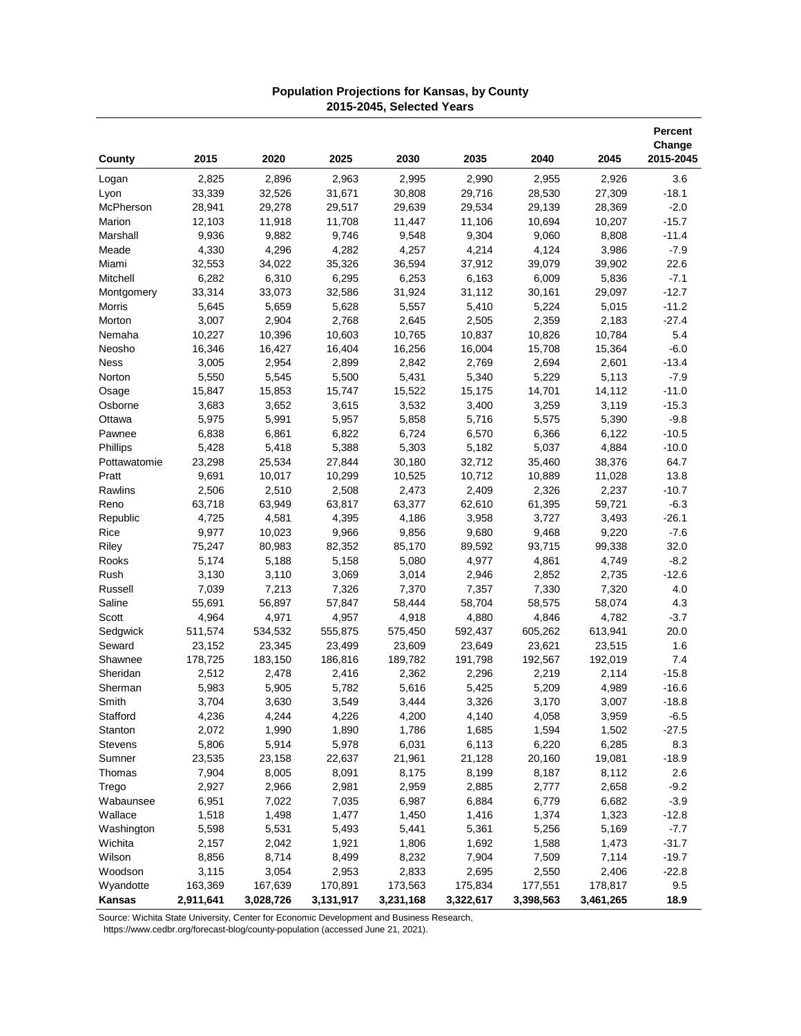**Population Projections for Kansas, by County**
**2015-2045, Selected Years**

| County | 2015 | 2020 | 2025 | 2030 | 2035 | 2040 | 2045 | Percent Change 2015-2045 |
|---|---|---|---|---|---|---|---|---|
| Logan | 2,825 | 2,896 | 2,963 | 2,995 | 2,990 | 2,955 | 2,926 | 3.6 |
| Lyon | 33,339 | 32,526 | 31,671 | 30,808 | 29,716 | 28,530 | 27,309 | -18.1 |
| McPherson | 28,941 | 29,278 | 29,517 | 29,639 | 29,534 | 29,139 | 28,369 | -2.0 |
| Marion | 12,103 | 11,918 | 11,708 | 11,447 | 11,106 | 10,694 | 10,207 | -15.7 |
| Marshall | 9,936 | 9,882 | 9,746 | 9,548 | 9,304 | 9,060 | 8,808 | -11.4 |
| Meade | 4,330 | 4,296 | 4,282 | 4,257 | 4,214 | 4,124 | 3,986 | -7.9 |
| Miami | 32,553 | 34,022 | 35,326 | 36,594 | 37,912 | 39,079 | 39,902 | 22.6 |
| Mitchell | 6,282 | 6,310 | 6,295 | 6,253 | 6,163 | 6,009 | 5,836 | -7.1 |
| Montgomery | 33,314 | 33,073 | 32,586 | 31,924 | 31,112 | 30,161 | 29,097 | -12.7 |
| Morris | 5,645 | 5,659 | 5,628 | 5,557 | 5,410 | 5,224 | 5,015 | -11.2 |
| Morton | 3,007 | 2,904 | 2,768 | 2,645 | 2,505 | 2,359 | 2,183 | -27.4 |
| Nemaha | 10,227 | 10,396 | 10,603 | 10,765 | 10,837 | 10,826 | 10,784 | 5.4 |
| Neosho | 16,346 | 16,427 | 16,404 | 16,256 | 16,004 | 15,708 | 15,364 | -6.0 |
| Ness | 3,005 | 2,954 | 2,899 | 2,842 | 2,769 | 2,694 | 2,601 | -13.4 |
| Norton | 5,550 | 5,545 | 5,500 | 5,431 | 5,340 | 5,229 | 5,113 | -7.9 |
| Osage | 15,847 | 15,853 | 15,747 | 15,522 | 15,175 | 14,701 | 14,112 | -11.0 |
| Osborne | 3,683 | 3,652 | 3,615 | 3,532 | 3,400 | 3,259 | 3,119 | -15.3 |
| Ottawa | 5,975 | 5,991 | 5,957 | 5,858 | 5,716 | 5,575 | 5,390 | -9.8 |
| Pawnee | 6,838 | 6,861 | 6,822 | 6,724 | 6,570 | 6,366 | 6,122 | -10.5 |
| Phillips | 5,428 | 5,418 | 5,388 | 5,303 | 5,182 | 5,037 | 4,884 | -10.0 |
| Pottawatomie | 23,298 | 25,534 | 27,844 | 30,180 | 32,712 | 35,460 | 38,376 | 64.7 |
| Pratt | 9,691 | 10,017 | 10,299 | 10,525 | 10,712 | 10,889 | 11,028 | 13.8 |
| Rawlins | 2,506 | 2,510 | 2,508 | 2,473 | 2,409 | 2,326 | 2,237 | -10.7 |
| Reno | 63,718 | 63,949 | 63,817 | 63,377 | 62,610 | 61,395 | 59,721 | -6.3 |
| Republic | 4,725 | 4,581 | 4,395 | 4,186 | 3,958 | 3,727 | 3,493 | -26.1 |
| Rice | 9,977 | 10,023 | 9,966 | 9,856 | 9,680 | 9,468 | 9,220 | -7.6 |
| Riley | 75,247 | 80,983 | 82,352 | 85,170 | 89,592 | 93,715 | 99,338 | 32.0 |
| Rooks | 5,174 | 5,188 | 5,158 | 5,080 | 4,977 | 4,861 | 4,749 | -8.2 |
| Rush | 3,130 | 3,110 | 3,069 | 3,014 | 2,946 | 2,852 | 2,735 | -12.6 |
| Russell | 7,039 | 7,213 | 7,326 | 7,370 | 7,357 | 7,330 | 7,320 | 4.0 |
| Saline | 55,691 | 56,897 | 57,847 | 58,444 | 58,704 | 58,575 | 58,074 | 4.3 |
| Scott | 4,964 | 4,971 | 4,957 | 4,918 | 4,880 | 4,846 | 4,782 | -3.7 |
| Sedgwick | 511,574 | 534,532 | 555,875 | 575,450 | 592,437 | 605,262 | 613,941 | 20.0 |
| Seward | 23,152 | 23,345 | 23,499 | 23,609 | 23,649 | 23,621 | 23,515 | 1.6 |
| Shawnee | 178,725 | 183,150 | 186,816 | 189,782 | 191,798 | 192,567 | 192,019 | 7.4 |
| Sheridan | 2,512 | 2,478 | 2,416 | 2,362 | 2,296 | 2,219 | 2,114 | -15.8 |
| Sherman | 5,983 | 5,905 | 5,782 | 5,616 | 5,425 | 5,209 | 4,989 | -16.6 |
| Smith | 3,704 | 3,630 | 3,549 | 3,444 | 3,326 | 3,170 | 3,007 | -18.8 |
| Stafford | 4,236 | 4,244 | 4,226 | 4,200 | 4,140 | 4,058 | 3,959 | -6.5 |
| Stanton | 2,072 | 1,990 | 1,890 | 1,786 | 1,685 | 1,594 | 1,502 | -27.5 |
| Stevens | 5,806 | 5,914 | 5,978 | 6,031 | 6,113 | 6,220 | 6,285 | 8.3 |
| Sumner | 23,535 | 23,158 | 22,637 | 21,961 | 21,128 | 20,160 | 19,081 | -18.9 |
| Thomas | 7,904 | 8,005 | 8,091 | 8,175 | 8,199 | 8,187 | 8,112 | 2.6 |
| Trego | 2,927 | 2,966 | 2,981 | 2,959 | 2,885 | 2,777 | 2,658 | -9.2 |
| Wabaunsee | 6,951 | 7,022 | 7,035 | 6,987 | 6,884 | 6,779 | 6,682 | -3.9 |
| Wallace | 1,518 | 1,498 | 1,477 | 1,450 | 1,416 | 1,374 | 1,323 | -12.8 |
| Washington | 5,598 | 5,531 | 5,493 | 5,441 | 5,361 | 5,256 | 5,169 | -7.7 |
| Wichita | 2,157 | 2,042 | 1,921 | 1,806 | 1,692 | 1,588 | 1,473 | -31.7 |
| Wilson | 8,856 | 8,714 | 8,499 | 8,232 | 7,904 | 7,509 | 7,114 | -19.7 |
| Woodson | 3,115 | 3,054 | 2,953 | 2,833 | 2,695 | 2,550 | 2,406 | -22.8 |
| Wyandotte | 163,369 | 167,639 | 170,891 | 173,563 | 175,834 | 177,551 | 178,817 | 9.5 |
| **Kansas** | **2,911,641** | **3,028,726** | **3,131,917** | **3,231,168** | **3,322,617** | **3,398,563** | **3,461,265** | **18.9** |

Source: Wichita State University, Center for Economic Development and Business Research, https://www.cedbr.org/forecast-blog/county-population (accessed June 21, 2021).